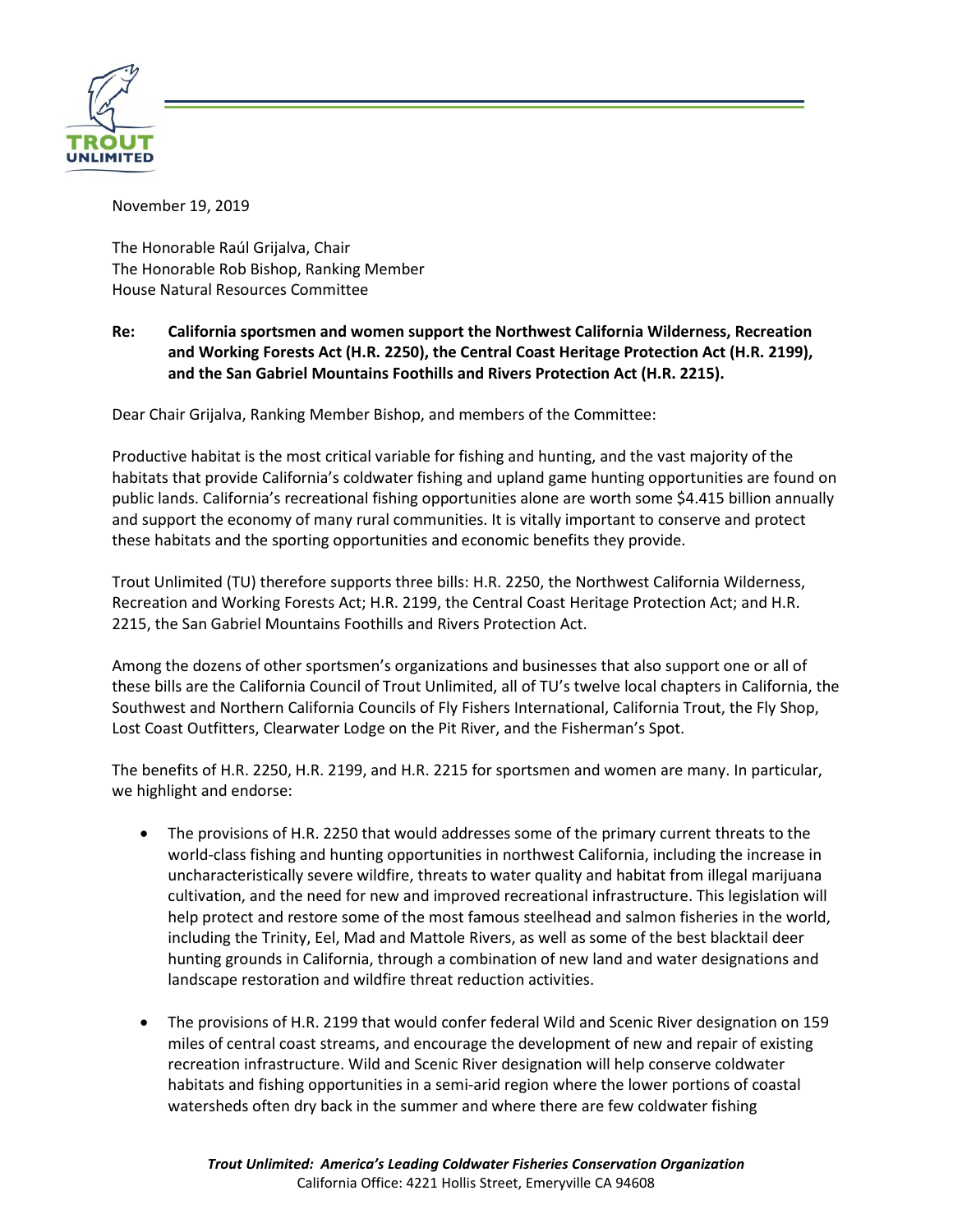November 19, 2019

The Honorable Raúl Grijalva, Chair
The Honorable Rob Bishop, Ranking Member
House Natural Resources Committee

**Re: California sportsmen and women support the Northwest California Wilderness, Recreation and Working Forests Act (H.R. 2250), the Central Coast Heritage Protection Act (H.R. 2199), and the San Gabriel Mountains Foothills and Rivers Protection Act (H.R. 2215).**

Dear Chair Grijalva, Ranking Member Bishop, and members of the Committee:

Productive habitat is the most critical variable for fishing and hunting, and the vast majority of the habitats that provide California's coldwater fishing and upland game hunting opportunities are found on public lands. California's recreational fishing opportunities alone are worth some $4.415 billion annually and support the economy of many rural communities. It is vitally important to conserve and protect these habitats and the sporting opportunities and economic benefits they provide.

Trout Unlimited (TU) therefore supports three bills: H.R. 2250, the Northwest California Wilderness, Recreation and Working Forests Act; H.R. 2199, the Central Coast Heritage Protection Act; and H.R. 2215, the San Gabriel Mountains Foothills and Rivers Protection Act.

Among the dozens of other sportsmen's organizations and businesses that also support one or all of these bills are the California Council of Trout Unlimited, all of TU's twelve local chapters in California, the Southwest and Northern California Councils of Fly Fishers International, California Trout, the Fly Shop, Lost Coast Outfitters, Clearwater Lodge on the Pit River, and the Fisherman's Spot.

The benefits of H.R. 2250, H.R. 2199, and H.R. 2215 for sportsmen and women are many. In particular, we highlight and endorse:

- The provisions of H.R. 2250 that would addresses some of the primary current threats to the world-class fishing and hunting opportunities in northwest California, including the increase in uncharacteristically severe wildfire, threats to water quality and habitat from illegal marijuana cultivation, and the need for new and improved recreational infrastructure. This legislation will help protect and restore some of the most famous steelhead and salmon fisheries in the world, including the Trinity, Eel, Mad and Mattole Rivers, as well as some of the best blacktail deer hunting grounds in California, through a combination of new land and water designations and landscape restoration and wildfire threat reduction activities.

- The provisions of H.R. 2199 that would confer federal Wild and Scenic River designation on 159 miles of central coast streams, and encourage the development of new and repair of existing recreation infrastructure. Wild and Scenic River designation will help conserve coldwater habitats and fishing opportunities in a semi-arid region where the lower portions of coastal watersheds often dry back in the summer and where there are few coldwater fishing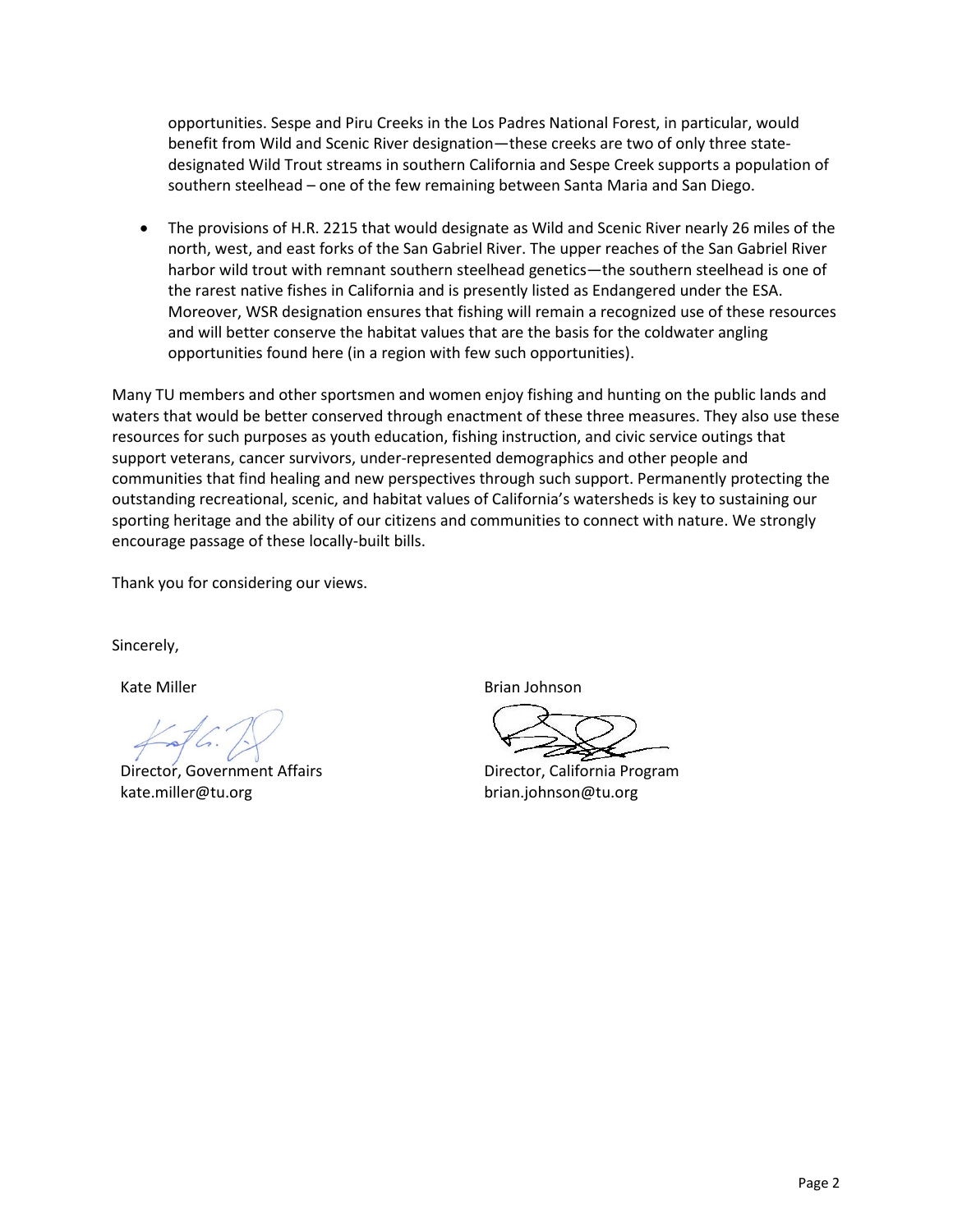opportunities. Sespe and Piru Creeks in the Los Padres National Forest, in particular, would benefit from Wild and Scenic River designation—these creeks are two of only three state-designated Wild Trout streams in southern California and Sespe Creek supports a population of southern steelhead – one of the few remaining between Santa Maria and San Diego.

- The provisions of H.R. 2215 that would designate as Wild and Scenic River nearly 26 miles of the north, west, and east forks of the San Gabriel River. The upper reaches of the San Gabriel River harbor wild trout with remnant southern steelhead genetics—the southern steelhead is one of the rarest native fishes in California and is presently listed as Endangered under the ESA. Moreover, WSR designation ensures that fishing will remain a recognized use of these resources and will better conserve the habitat values that are the basis for the coldwater angling opportunities found here (in a region with few such opportunities).

Many TU members and other sportsmen and women enjoy fishing and hunting on the public lands and waters that would be better conserved through enactment of these three measures. They also use these resources for such purposes as youth education, fishing instruction, and civic service outings that support veterans, cancer survivors, under-represented demographics and other people and communities that find healing and new perspectives through such support. Permanently protecting the outstanding recreational, scenic, and habitat values of California's watersheds is key to sustaining our sporting heritage and the ability of our citizens and communities to connect with nature. We strongly encourage passage of these locally-built bills.

Thank you for considering our views.

Sincerely,

Kate Miller
Director, Government Affairs
kate.miller@tu.org

Brian Johnson
Director, California Program
brian.johnson@tu.org